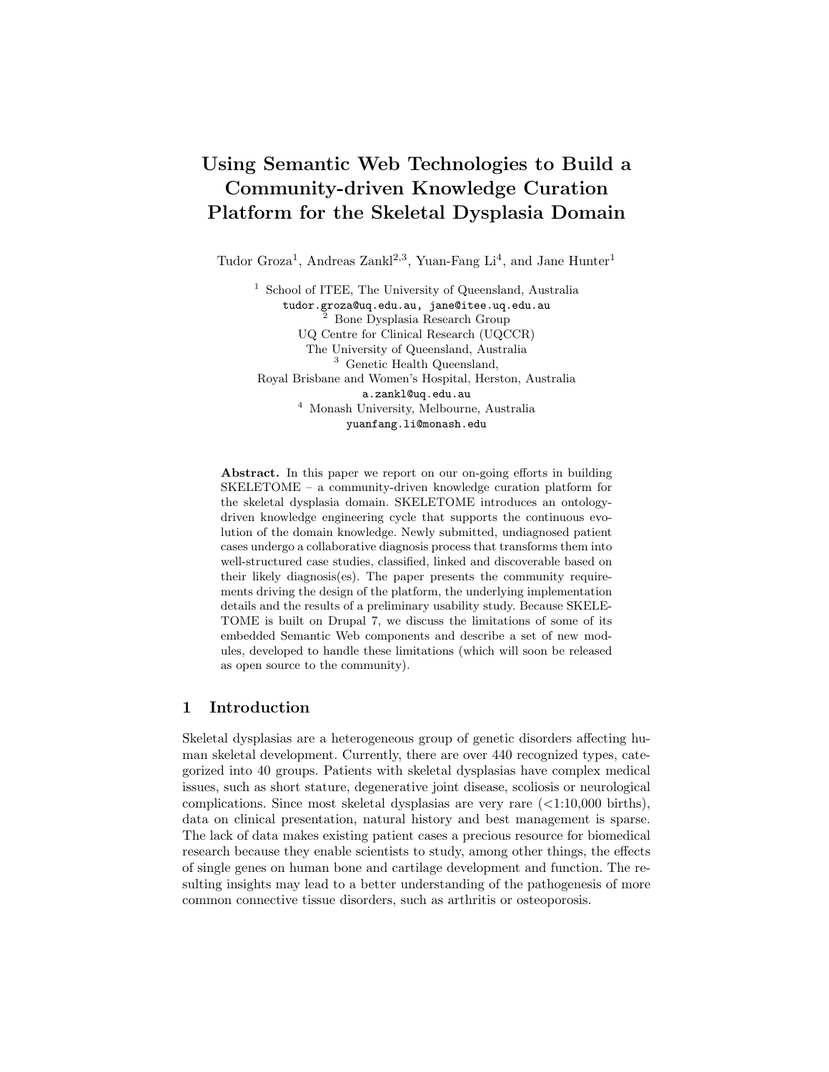# Using Semantic Web Technologies to Build a Community-driven Knowledge Curation Platform for the Skeletal Dysplasia Domain

Tudor Groza[1], Andreas Zankl[2,3], Yuan-Fang Li[4], and Jane Hunter[1]

[1] School of ITEE, The University of Queensland, Australia
tudor.groza@uq.edu.au, jane@itee.uq.edu.au
[2] Bone Dysplasia Research Group
UQ Centre for Clinical Research (UQCCR)
The University of Queensland, Australia
[3] Genetic Health Queensland,
Royal Brisbane and Women's Hospital, Herston, Australia
a.zankl@uq.edu.au
[4] Monash University, Melbourne, Australia
yuanfang.li@monash.edu

**Abstract.** In this paper we report on our on-going efforts in building SKELETOME – a community-driven knowledge curation platform for the skeletal dysplasia domain. SKELETOME introduces an ontology-driven knowledge engineering cycle that supports the continuous evolution of the domain knowledge. Newly submitted, undiagnosed patient cases undergo a collaborative diagnosis process that transforms them into well-structured case studies, classified, linked and discoverable based on their likely diagnosis(es). The paper presents the community requirements driving the design of the platform, the underlying implementation details and the results of a preliminary usability study. Because SKELETOME is built on Drupal 7, we discuss the limitations of some of its embedded Semantic Web components and describe a set of new modules, developed to handle these limitations (which will soon be released as open source to the community).

## 1 Introduction

Skeletal dysplasias are a heterogeneous group of genetic disorders affecting human skeletal development. Currently, there are over 440 recognized types, categorized into 40 groups. Patients with skeletal dysplasias have complex medical issues, such as short stature, degenerative joint disease, scoliosis or neurological complications. Since most skeletal dysplasias are very rare (<1:10,000 births), data on clinical presentation, natural history and best management is sparse. The lack of data makes existing patient cases a precious resource for biomedical research because they enable scientists to study, among other things, the effects of single genes on human bone and cartilage development and function. The resulting insights may lead to a better understanding of the pathogenesis of more common connective tissue disorders, such as arthritis or osteoporosis.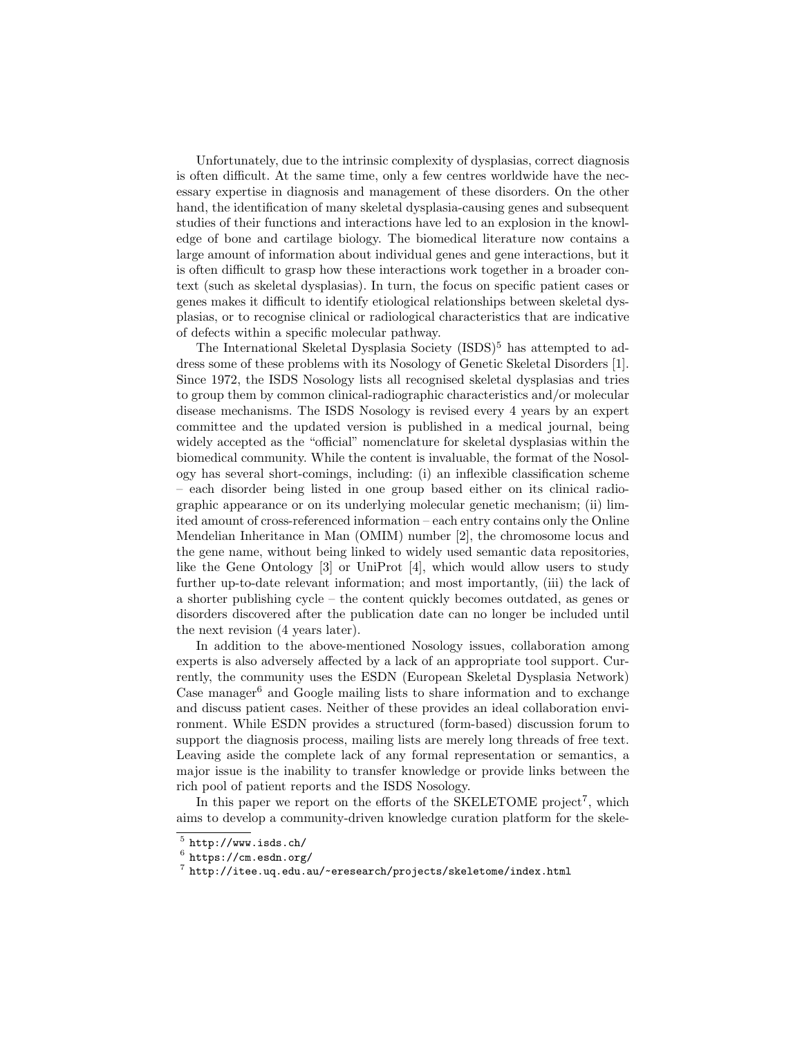Unfortunately, due to the intrinsic complexity of dysplasias, correct diagnosis is often difficult. At the same time, only a few centres worldwide have the necessary expertise in diagnosis and management of these disorders. On the other hand, the identification of many skeletal dysplasia-causing genes and subsequent studies of their functions and interactions have led to an explosion in the knowledge of bone and cartilage biology. The biomedical literature now contains a large amount of information about individual genes and gene interactions, but it is often difficult to grasp how these interactions work together in a broader context (such as skeletal dysplasias). In turn, the focus on specific patient cases or genes makes it difficult to identify etiological relationships between skeletal dysplasias, or to recognise clinical or radiological characteristics that are indicative of defects within a specific molecular pathway.

The International Skeletal Dysplasia Society (ISDS)[5] has attempted to address some of these problems with its Nosology of Genetic Skeletal Disorders [1]. Since 1972, the ISDS Nosology lists all recognised skeletal dysplasias and tries to group them by common clinical-radiographic characteristics and/or molecular disease mechanisms. The ISDS Nosology is revised every 4 years by an expert committee and the updated version is published in a medical journal, being widely accepted as the "official" nomenclature for skeletal dysplasias within the biomedical community. While the content is invaluable, the format of the Nosology has several short-comings, including: (i) an inflexible classification scheme – each disorder being listed in one group based either on its clinical radiographic appearance or on its underlying molecular genetic mechanism; (ii) limited amount of cross-referenced information – each entry contains only the Online Mendelian Inheritance in Man (OMIM) number [2], the chromosome locus and the gene name, without being linked to widely used semantic data repositories, like the Gene Ontology [3] or UniProt [4], which would allow users to study further up-to-date relevant information; and most importantly, (iii) the lack of a shorter publishing cycle – the content quickly becomes outdated, as genes or disorders discovered after the publication date can no longer be included until the next revision (4 years later).

In addition to the above-mentioned Nosology issues, collaboration among experts is also adversely affected by a lack of an appropriate tool support. Currently, the community uses the ESDN (European Skeletal Dysplasia Network) Case manager[6] and Google mailing lists to share information and to exchange and discuss patient cases. Neither of these provides an ideal collaboration environment. While ESDN provides a structured (form-based) discussion forum to support the diagnosis process, mailing lists are merely long threads of free text. Leaving aside the complete lack of any formal representation or semantics, a major issue is the inability to transfer knowledge or provide links between the rich pool of patient reports and the ISDS Nosology.

In this paper we report on the efforts of the SKELETOME project[7], which aims to develop a community-driven knowledge curation platform for the skele-

[5] http://www.isds.ch/

[6] https://cm.esdn.org/

[7] http://itee.uq.edu.au/~eresearch/projects/skeletome/index.html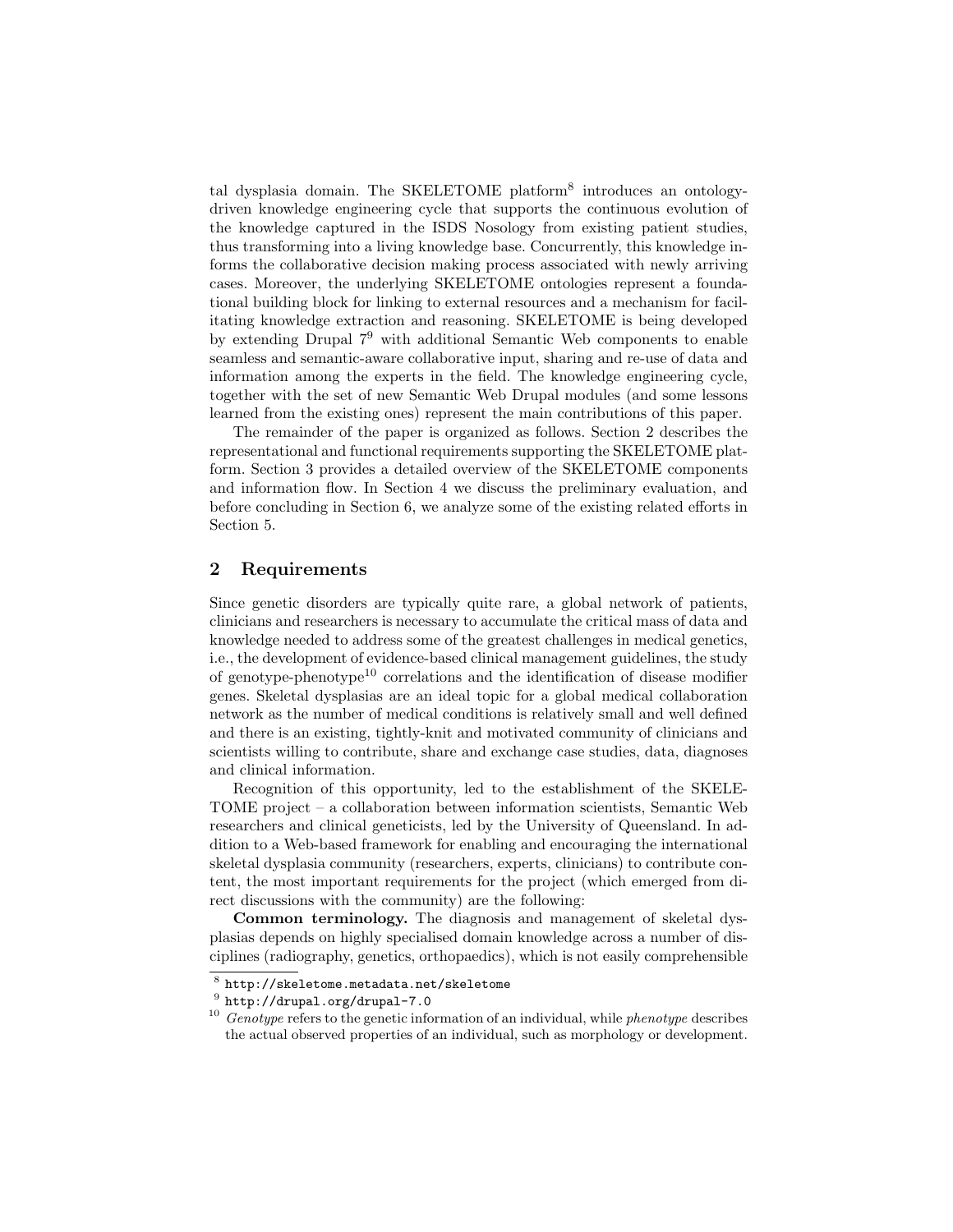tal dysplasia domain. The SKELETOME platform[8] introduces an ontology-driven knowledge engineering cycle that supports the continuous evolution of the knowledge captured in the ISDS Nosology from existing patient studies, thus transforming into a living knowledge base. Concurrently, this knowledge informs the collaborative decision making process associated with newly arriving cases. Moreover, the underlying SKELETOME ontologies represent a foundational building block for linking to external resources and a mechanism for facilitating knowledge extraction and reasoning. SKELETOME is being developed by extending Drupal 7[9] with additional Semantic Web components to enable seamless and semantic-aware collaborative input, sharing and re-use of data and information among the experts in the field. The knowledge engineering cycle, together with the set of new Semantic Web Drupal modules (and some lessons learned from the existing ones) represent the main contributions of this paper.

The remainder of the paper is organized as follows. Section 2 describes the representational and functional requirements supporting the SKELETOME platform. Section 3 provides a detailed overview of the SKELETOME components and information flow. In Section 4 we discuss the preliminary evaluation, and before concluding in Section 6, we analyze some of the existing related efforts in Section 5.

## 2 Requirements

Since genetic disorders are typically quite rare, a global network of patients, clinicians and researchers is necessary to accumulate the critical mass of data and knowledge needed to address some of the greatest challenges in medical genetics, i.e., the development of evidence-based clinical management guidelines, the study of genotype-phenotype[10] correlations and the identification of disease modifier genes. Skeletal dysplasias are an ideal topic for a global medical collaboration network as the number of medical conditions is relatively small and well defined and there is an existing, tightly-knit and motivated community of clinicians and scientists willing to contribute, share and exchange case studies, data, diagnoses and clinical information.

Recognition of this opportunity, led to the establishment of the SKELETOME project – a collaboration between information scientists, Semantic Web researchers and clinical geneticists, led by the University of Queensland. In addition to a Web-based framework for enabling and encouraging the international skeletal dysplasia community (researchers, experts, clinicians) to contribute content, the most important requirements for the project (which emerged from direct discussions with the community) are the following:

**Common terminology.** The diagnosis and management of skeletal dysplasias depends on highly specialised domain knowledge across a number of disciplines (radiography, genetics, orthopaedics), which is not easily comprehensible

[8] http://skeletome.metadata.net/skeletome

[9] http://drupal.org/drupal-7.0

[10] *Genotype* refers to the genetic information of an individual, while *phenotype* describes the actual observed properties of an individual, such as morphology or development.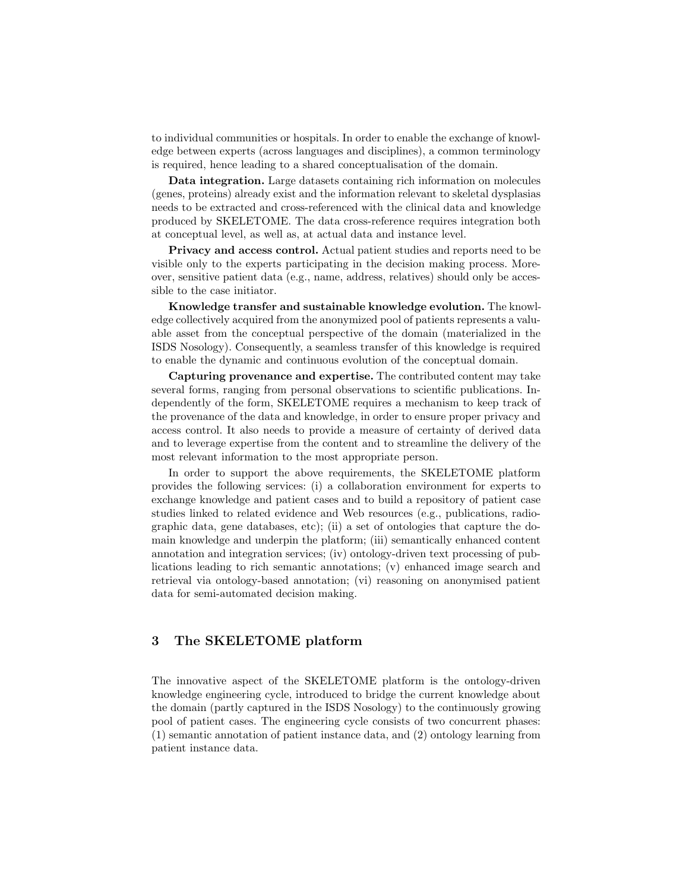to individual communities or hospitals. In order to enable the exchange of knowledge between experts (across languages and disciplines), a common terminology is required, hence leading to a shared conceptualisation of the domain.

**Data integration.** Large datasets containing rich information on molecules (genes, proteins) already exist and the information relevant to skeletal dysplasias needs to be extracted and cross-referenced with the clinical data and knowledge produced by SKELETOME. The data cross-reference requires integration both at conceptual level, as well as, at actual data and instance level.

**Privacy and access control.** Actual patient studies and reports need to be visible only to the experts participating in the decision making process. Moreover, sensitive patient data (e.g., name, address, relatives) should only be accessible to the case initiator.

**Knowledge transfer and sustainable knowledge evolution.** The knowledge collectively acquired from the anonymized pool of patients represents a valuable asset from the conceptual perspective of the domain (materialized in the ISDS Nosology). Consequently, a seamless transfer of this knowledge is required to enable the dynamic and continuous evolution of the conceptual domain.

**Capturing provenance and expertise.** The contributed content may take several forms, ranging from personal observations to scientific publications. Independently of the form, SKELETOME requires a mechanism to keep track of the provenance of the data and knowledge, in order to ensure proper privacy and access control. It also needs to provide a measure of certainty of derived data and to leverage expertise from the content and to streamline the delivery of the most relevant information to the most appropriate person.

In order to support the above requirements, the SKELETOME platform provides the following services: (i) a collaboration environment for experts to exchange knowledge and patient cases and to build a repository of patient case studies linked to related evidence and Web resources (e.g., publications, radiographic data, gene databases, etc); (ii) a set of ontologies that capture the domain knowledge and underpin the platform; (iii) semantically enhanced content annotation and integration services; (iv) ontology-driven text processing of publications leading to rich semantic annotations; (v) enhanced image search and retrieval via ontology-based annotation; (vi) reasoning on anonymised patient data for semi-automated decision making.

## 3 The SKELETOME platform

The innovative aspect of the SKELETOME platform is the ontology-driven knowledge engineering cycle, introduced to bridge the current knowledge about the domain (partly captured in the ISDS Nosology) to the continuously growing pool of patient cases. The engineering cycle consists of two concurrent phases: (1) semantic annotation of patient instance data, and (2) ontology learning from patient instance data.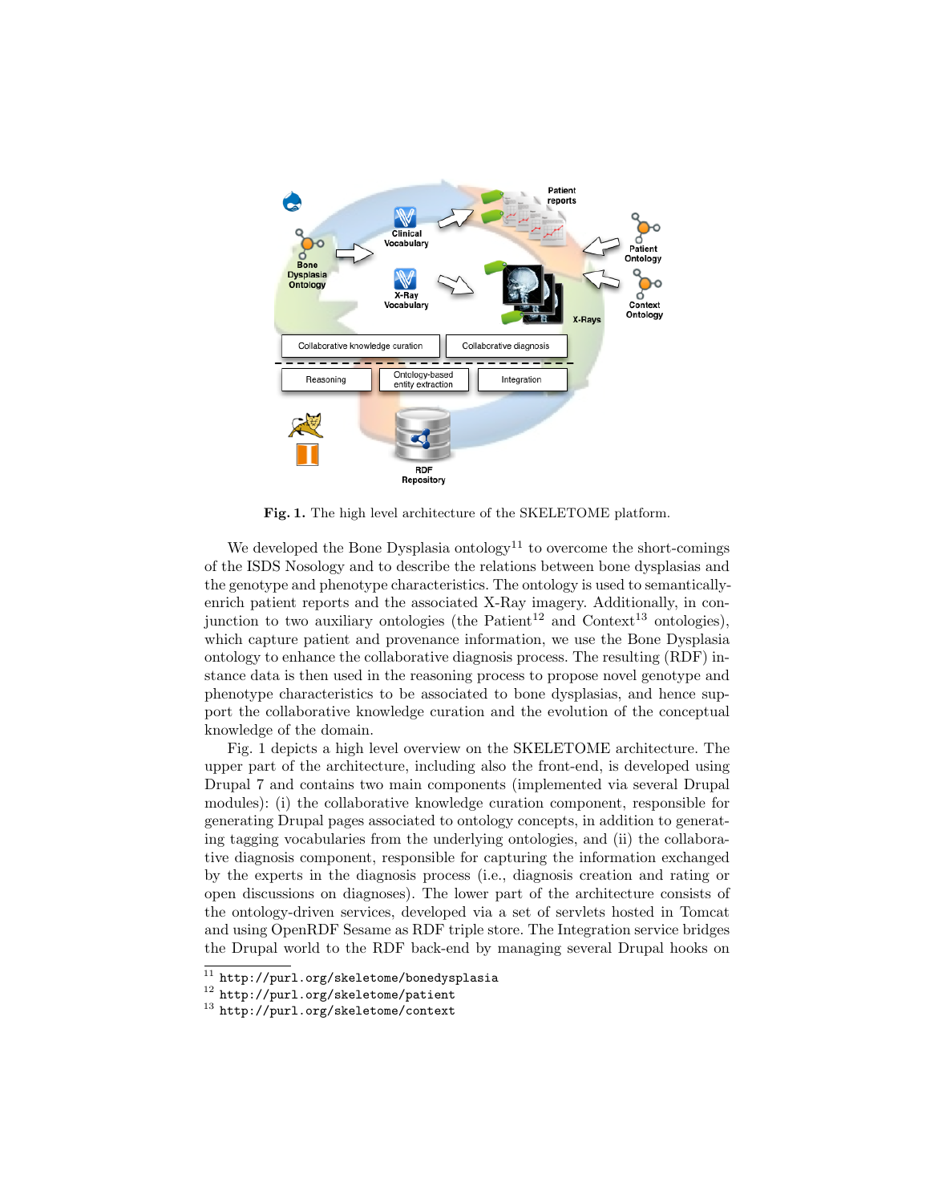**Fig. 1.** The high level architecture of the SKELETOME platform.

We developed the Bone Dysplasia ontology[11] to overcome the short-comings of the ISDS Nosology and to describe the relations between bone dysplasias and the genotype and phenotype characteristics. The ontology is used to semantically-enrich patient reports and the associated X-Ray imagery. Additionally, in conjunction to two auxiliary ontologies (the Patient[12] and Context[13] ontologies), which capture patient and provenance information, we use the Bone Dysplasia ontology to enhance the collaborative diagnosis process. The resulting (RDF) instance data is then used in the reasoning process to propose novel genotype and phenotype characteristics to be associated to bone dysplasias, and hence support the collaborative knowledge curation and the evolution of the conceptual knowledge of the domain.

Fig. 1 depicts a high level overview on the SKELETOME architecture. The upper part of the architecture, including also the front-end, is developed using Drupal 7 and contains two main components (implemented via several Drupal modules): (i) the collaborative knowledge curation component, responsible for generating Drupal pages associated to ontology concepts, in addition to generating tagging vocabularies from the underlying ontologies, and (ii) the collaborative diagnosis component, responsible for capturing the information exchanged by the experts in the diagnosis process (i.e., diagnosis creation and rating or open discussions on diagnoses). The lower part of the architecture consists of the ontology-driven services, developed via a set of servlets hosted in Tomcat and using OpenRDF Sesame as RDF triple store. The Integration service bridges the Drupal world to the RDF back-end by managing several Drupal hooks on

[11] http://purl.org/skeletome/bonedysplasia
[12] http://purl.org/skeletome/patient
[13] http://purl.org/skeletome/context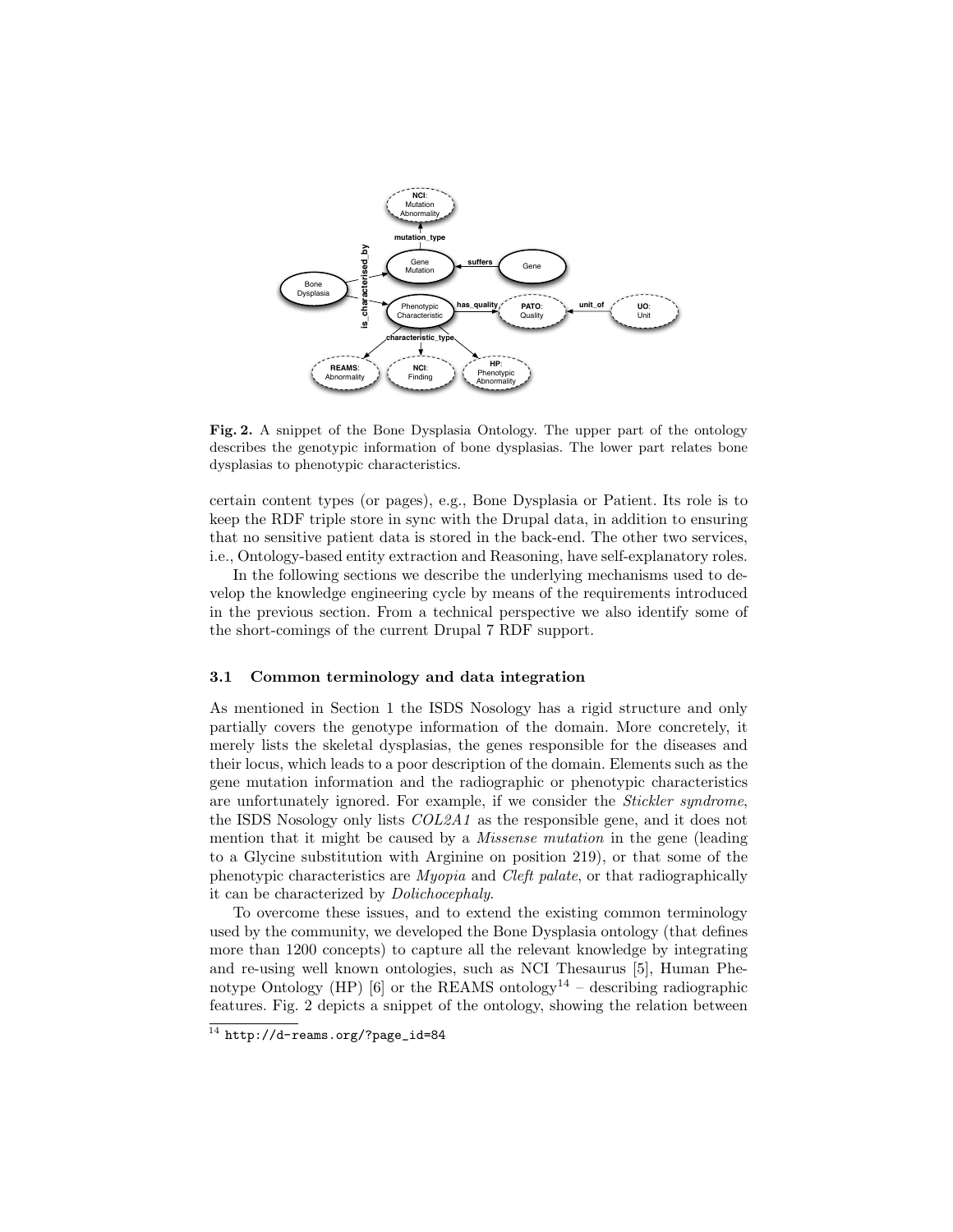NCI: Mutation Abnormality

mutation_type

Gene Mutation

suffers

Gene

is_characterised_by

Bone Dysplasia

Phenotypic Characteristic

has_quality

PATO: Quality

unit_of

UO: Unit

characteristic_type

REAMS: Abnormality

NCI: Finding

HP: Phenotypic Abnormality

**Fig. 2.** A snippet of the Bone Dysplasia Ontology. The upper part of the ontology describes the genotypic information of bone dysplasias. The lower part relates bone dysplasias to phenotypic characteristics.

certain content types (or pages), e.g., Bone Dysplasia or Patient. Its role is to keep the RDF triple store in sync with the Drupal data, in addition to ensuring that no sensitive patient data is stored in the back-end. The other two services, i.e., Ontology-based entity extraction and Reasoning, have self-explanatory roles.

In the following sections we describe the underlying mechanisms used to develop the knowledge engineering cycle by means of the requirements introduced in the previous section. From a technical perspective we also identify some of the short-comings of the current Drupal 7 RDF support.

### 3.1 Common terminology and data integration

As mentioned in Section 1 the ISDS Nosology has a rigid structure and only partially covers the genotype information of the domain. More concretely, it merely lists the skeletal dysplasias, the genes responsible for the diseases and their locus, which leads to a poor description of the domain. Elements such as the gene mutation information and the radiographic or phenotypic characteristics are unfortunately ignored. For example, if we consider the *Stickler syndrome*, the ISDS Nosology only lists *COL2A1* as the responsible gene, and it does not mention that it might be caused by a *Missense mutation* in the gene (leading to a Glycine substitution with Arginine on position 219), or that some of the phenotypic characteristics are *Myopia* and *Cleft palate*, or that radiographically it can be characterized by *Dolichocephaly*.

To overcome these issues, and to extend the existing common terminology used by the community, we developed the Bone Dysplasia ontology (that defines more than 1200 concepts) to capture all the relevant knowledge by integrating and re-using well known ontologies, such as NCI Thesaurus [5], Human Phenotype Ontology (HP) [6] or the REAMS ontology[14] – describing radiographic features. Fig. 2 depicts a snippet of the ontology, showing the relation between

[14] http://d-reams.org/?page_id=84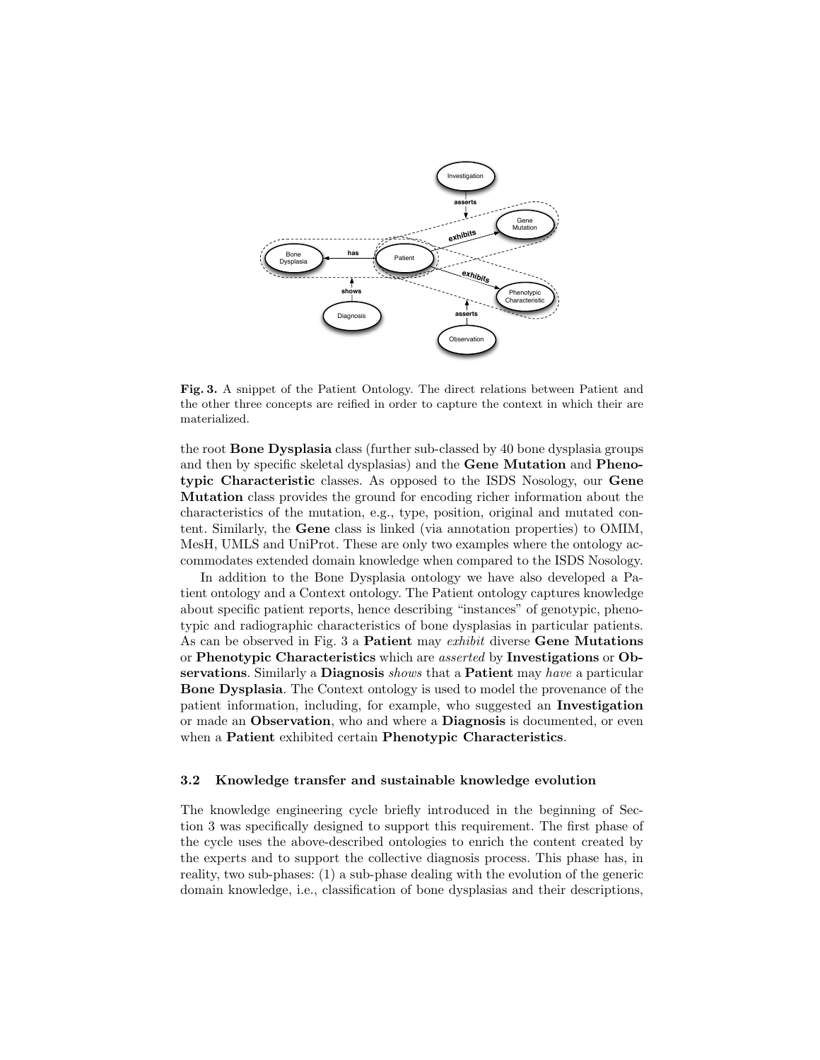**Fig. 3.** A snippet of the Patient Ontology. The direct relations between Patient and the other three concepts are reified in order to capture the context in which their are materialized.

the root **Bone Dysplasia** class (further sub-classed by 40 bone dysplasia groups and then by specific skeletal dysplasias) and the **Gene Mutation** and **Phenotypic Characteristic** classes. As opposed to the ISDS Nosology, our **Gene Mutation** class provides the ground for encoding richer information about the characteristics of the mutation, e.g., type, position, original and mutated content. Similarly, the **Gene** class is linked (via annotation properties) to OMIM, MesH, UMLS and UniProt. These are only two examples where the ontology accommodates extended domain knowledge when compared to the ISDS Nosology.

In addition to the Bone Dysplasia ontology we have also developed a Patient ontology and a Context ontology. The Patient ontology captures knowledge about specific patient reports, hence describing "instances" of genotypic, phenotypic and radiographic characteristics of bone dysplasias in particular patients. As can be observed in Fig. 3 a **Patient** may *exhibit* diverse **Gene Mutations** or **Phenotypic Characteristics** which are *asserted* by **Investigations** or **Observations**. Similarly a **Diagnosis** *shows* that a **Patient** may *have* a particular **Bone Dysplasia**. The Context ontology is used to model the provenance of the patient information, including, for example, who suggested an **Investigation** or made an **Observation**, who and where a **Diagnosis** is documented, or even when a **Patient** exhibited certain **Phenotypic Characteristics**.

### 3.2 Knowledge transfer and sustainable knowledge evolution

The knowledge engineering cycle briefly introduced in the beginning of Section 3 was specifically designed to support this requirement. The first phase of the cycle uses the above-described ontologies to enrich the content created by the experts and to support the collective diagnosis process. This phase has, in reality, two sub-phases: (1) a sub-phase dealing with the evolution of the generic domain knowledge, i.e., classification of bone dysplasias and their descriptions,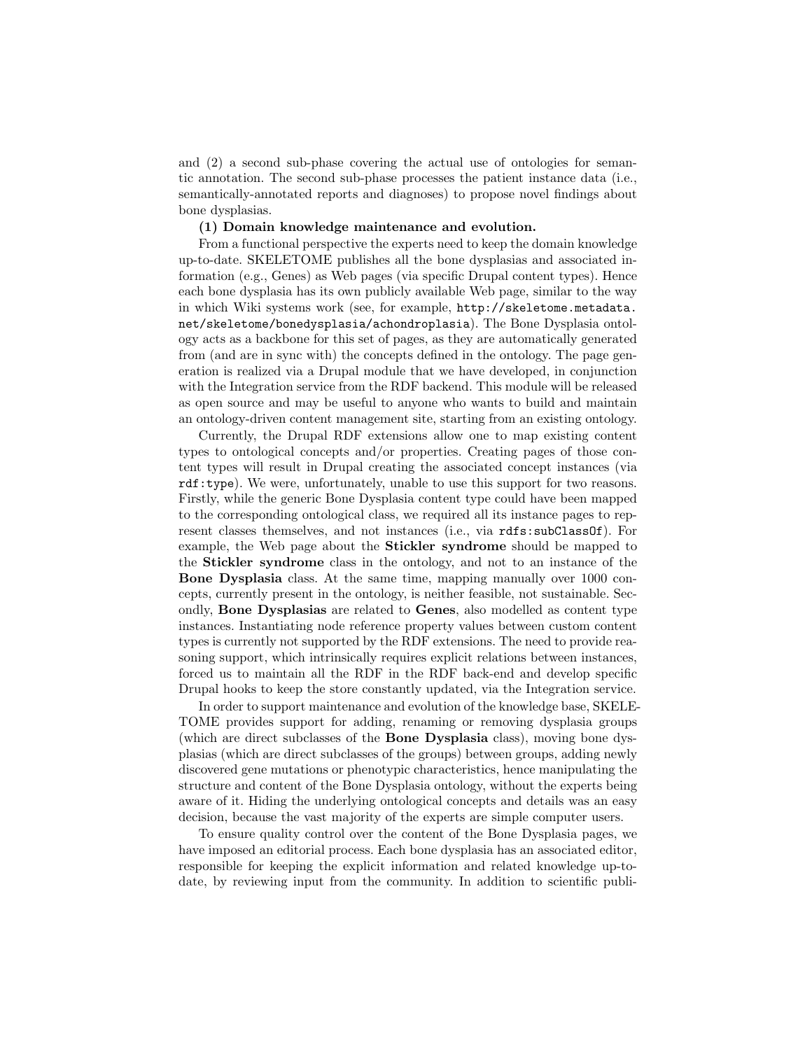and (2) a second sub-phase covering the actual use of ontologies for semantic annotation. The second sub-phase processes the patient instance data (i.e., semantically-annotated reports and diagnoses) to propose novel findings about bone dysplasias.

**(1) Domain knowledge maintenance and evolution.**

From a functional perspective the experts need to keep the domain knowledge up-to-date. SKELETOME publishes all the bone dysplasias and associated information (e.g., Genes) as Web pages (via specific Drupal content types). Hence each bone dysplasia has its own publicly available Web page, similar to the way in which Wiki systems work (see, for example, `http://skeletome.metadata.net/skeletome/bonedysplasia/achondroplasia`). The Bone Dysplasia ontology acts as a backbone for this set of pages, as they are automatically generated from (and are in sync with) the concepts defined in the ontology. The page generation is realized via a Drupal module that we have developed, in conjunction with the Integration service from the RDF backend. This module will be released as open source and may be useful to anyone who wants to build and maintain an ontology-driven content management site, starting from an existing ontology.

Currently, the Drupal RDF extensions allow one to map existing content types to ontological concepts and/or properties. Creating pages of those content types will result in Drupal creating the associated concept instances (via `rdf:type`). We were, unfortunately, unable to use this support for two reasons. Firstly, while the generic Bone Dysplasia content type could have been mapped to the corresponding ontological class, we required all its instance pages to represent classes themselves, and not instances (i.e., via `rdfs:subClassOf`). For example, the Web page about the **Stickler syndrome** should be mapped to the **Stickler syndrome** class in the ontology, and not to an instance of the **Bone Dysplasia** class. At the same time, mapping manually over 1000 concepts, currently present in the ontology, is neither feasible, not sustainable. Secondly, **Bone Dysplasias** are related to **Genes**, also modelled as content type instances. Instantiating node reference property values between custom content types is currently not supported by the RDF extensions. The need to provide reasoning support, which intrinsically requires explicit relations between instances, forced us to maintain all the RDF in the RDF back-end and develop specific Drupal hooks to keep the store constantly updated, via the Integration service.

In order to support maintenance and evolution of the knowledge base, SKELETOME provides support for adding, renaming or removing dysplasia groups (which are direct subclasses of the **Bone Dysplasia** class), moving bone dysplasias (which are direct subclasses of the groups) between groups, adding newly discovered gene mutations or phenotypic characteristics, hence manipulating the structure and content of the Bone Dysplasia ontology, without the experts being aware of it. Hiding the underlying ontological concepts and details was an easy decision, because the vast majority of the experts are simple computer users.

To ensure quality control over the content of the Bone Dysplasia pages, we have imposed an editorial process. Each bone dysplasia has an associated editor, responsible for keeping the explicit information and related knowledge up-to-date, by reviewing input from the community. In addition to scientific publi-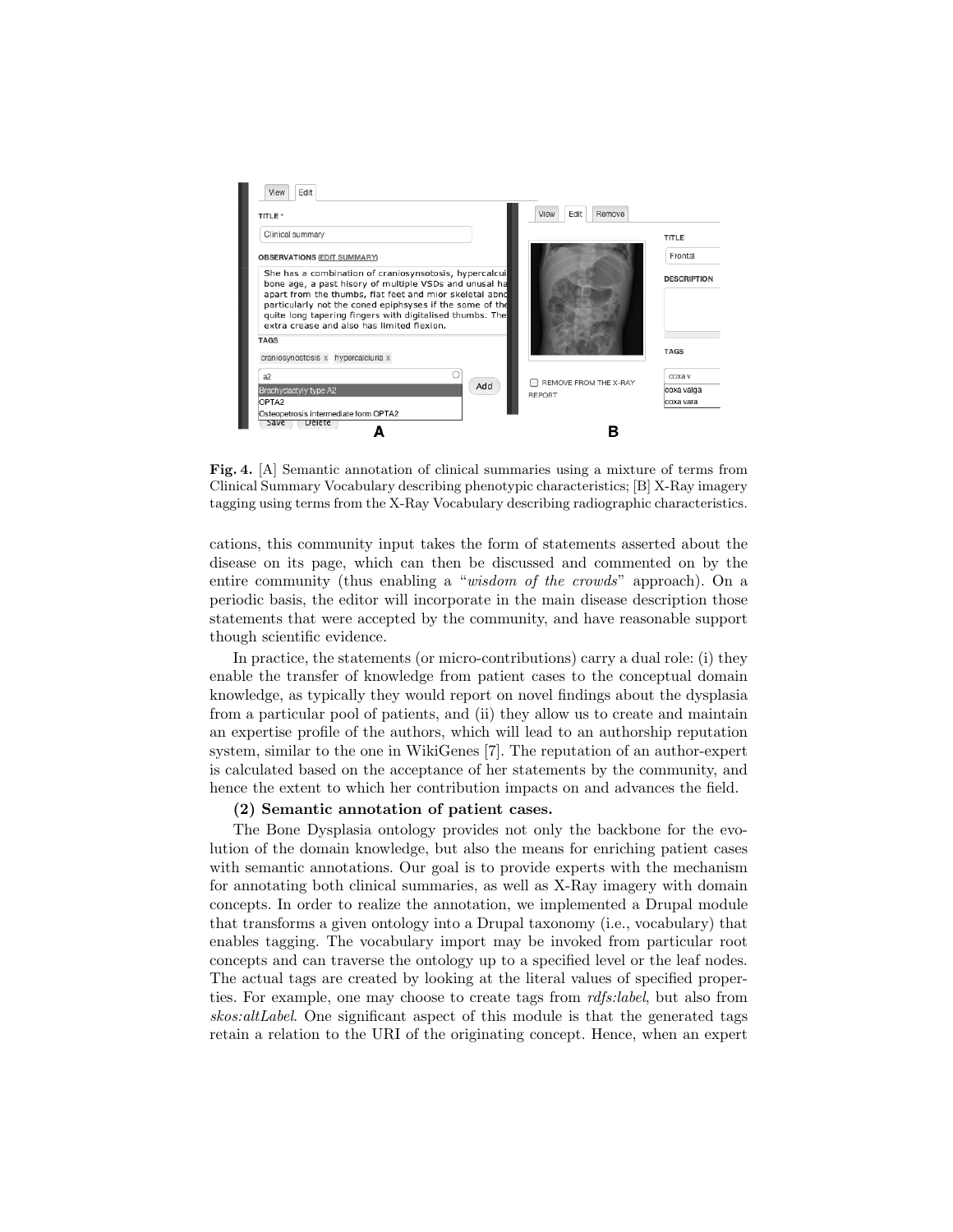**Fig. 4.** [A] Semantic annotation of clinical summaries using a mixture of terms from Clinical Summary Vocabulary describing phenotypic characteristics; [B] X-Ray imagery tagging using terms from the X-Ray Vocabulary describing radiographic characteristics.

cations, this community input takes the form of statements asserted about the disease on its page, which can then be discussed and commented on by the entire community (thus enabling a "*wisdom of the crowds*" approach). On a periodic basis, the editor will incorporate in the main disease description those statements that were accepted by the community, and have reasonable support though scientific evidence.

In practice, the statements (or micro-contributions) carry a dual role: (i) they enable the transfer of knowledge from patient cases to the conceptual domain knowledge, as typically they would report on novel findings about the dysplasia from a particular pool of patients, and (ii) they allow us to create and maintain an expertise profile of the authors, which will lead to an authorship reputation system, similar to the one in WikiGenes [7]. The reputation of an author-expert is calculated based on the acceptance of her statements by the community, and hence the extent to which her contribution impacts on and advances the field.

**(2) Semantic annotation of patient cases.**

The Bone Dysplasia ontology provides not only the backbone for the evolution of the domain knowledge, but also the means for enriching patient cases with semantic annotations. Our goal is to provide experts with the mechanism for annotating both clinical summaries, as well as X-Ray imagery with domain concepts. In order to realize the annotation, we implemented a Drupal module that transforms a given ontology into a Drupal taxonomy (i.e., vocabulary) that enables tagging. The vocabulary import may be invoked from particular root concepts and can traverse the ontology up to a specified level or the leaf nodes. The actual tags are created by looking at the literal values of specified properties. For example, one may choose to create tags from *rdfs:label*, but also from *skos:altLabel*. One significant aspect of this module is that the generated tags retain a relation to the URI of the originating concept. Hence, when an expert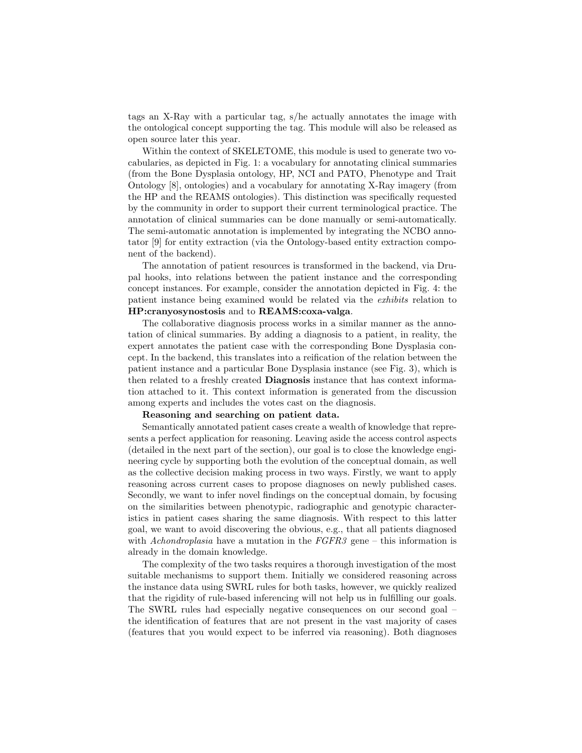tags an X-Ray with a particular tag, s/he actually annotates the image with the ontological concept supporting the tag. This module will also be released as open source later this year.

Within the context of SKELETOME, this module is used to generate two vocabularies, as depicted in Fig. 1: a vocabulary for annotating clinical summaries (from the Bone Dysplasia ontology, HP, NCI and PATO, Phenotype and Trait Ontology [8], ontologies) and a vocabulary for annotating X-Ray imagery (from the HP and the REAMS ontologies). This distinction was specifically requested by the community in order to support their current terminological practice. The annotation of clinical summaries can be done manually or semi-automatically. The semi-automatic annotation is implemented by integrating the NCBO annotator [9] for entity extraction (via the Ontology-based entity extraction component of the backend).

The annotation of patient resources is transformed in the backend, via Drupal hooks, into relations between the patient instance and the corresponding concept instances. For example, consider the annotation depicted in Fig. 4: the patient instance being examined would be related via the *exhibits* relation to **HP:cranyosynostosis** and to **REAMS:coxa-valga**.

The collaborative diagnosis process works in a similar manner as the annotation of clinical summaries. By adding a diagnosis to a patient, in reality, the expert annotates the patient case with the corresponding Bone Dysplasia concept. In the backend, this translates into a reification of the relation between the patient instance and a particular Bone Dysplasia instance (see Fig. 3), which is then related to a freshly created **Diagnosis** instance that has context information attached to it. This context information is generated from the discussion among experts and includes the votes cast on the diagnosis.

**Reasoning and searching on patient data.**

Semantically annotated patient cases create a wealth of knowledge that represents a perfect application for reasoning. Leaving aside the access control aspects (detailed in the next part of the section), our goal is to close the knowledge engineering cycle by supporting both the evolution of the conceptual domain, as well as the collective decision making process in two ways. Firstly, we want to apply reasoning across current cases to propose diagnoses on newly published cases. Secondly, we want to infer novel findings on the conceptual domain, by focusing on the similarities between phenotypic, radiographic and genotypic characteristics in patient cases sharing the same diagnosis. With respect to this latter goal, we want to avoid discovering the obvious, e.g., that all patients diagnosed with *Achondroplasia* have a mutation in the *FGFR3* gene – this information is already in the domain knowledge.

The complexity of the two tasks requires a thorough investigation of the most suitable mechanisms to support them. Initially we considered reasoning across the instance data using SWRL rules for both tasks, however, we quickly realized that the rigidity of rule-based inferencing will not help us in fulfilling our goals. The SWRL rules had especially negative consequences on our second goal – the identification of features that are not present in the vast majority of cases (features that you would expect to be inferred via reasoning). Both diagnoses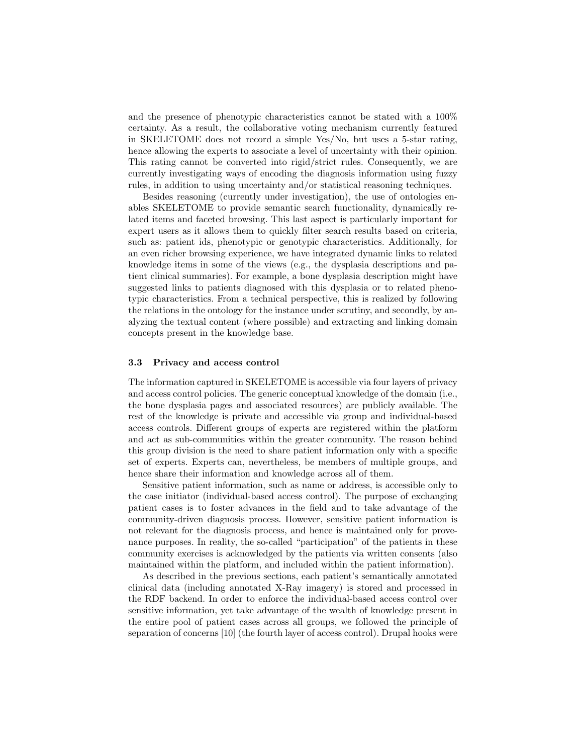and the presence of phenotypic characteristics cannot be stated with a 100% certainty. As a result, the collaborative voting mechanism currently featured in SKELETOME does not record a simple Yes/No, but uses a 5-star rating, hence allowing the experts to associate a level of uncertainty with their opinion. This rating cannot be converted into rigid/strict rules. Consequently, we are currently investigating ways of encoding the diagnosis information using fuzzy rules, in addition to using uncertainty and/or statistical reasoning techniques.

Besides reasoning (currently under investigation), the use of ontologies enables SKELETOME to provide semantic search functionality, dynamically related items and faceted browsing. This last aspect is particularly important for expert users as it allows them to quickly filter search results based on criteria, such as: patient ids, phenotypic or genotypic characteristics. Additionally, for an even richer browsing experience, we have integrated dynamic links to related knowledge items in some of the views (e.g., the dysplasia descriptions and patient clinical summaries). For example, a bone dysplasia description might have suggested links to patients diagnosed with this dysplasia or to related phenotypic characteristics. From a technical perspective, this is realized by following the relations in the ontology for the instance under scrutiny, and secondly, by analyzing the textual content (where possible) and extracting and linking domain concepts present in the knowledge base.

### 3.3 Privacy and access control

The information captured in SKELETOME is accessible via four layers of privacy and access control policies. The generic conceptual knowledge of the domain (i.e., the bone dysplasia pages and associated resources) are publicly available. The rest of the knowledge is private and accessible via group and individual-based access controls. Different groups of experts are registered within the platform and act as sub-communities within the greater community. The reason behind this group division is the need to share patient information only with a specific set of experts. Experts can, nevertheless, be members of multiple groups, and hence share their information and knowledge across all of them.

Sensitive patient information, such as name or address, is accessible only to the case initiator (individual-based access control). The purpose of exchanging patient cases is to foster advances in the field and to take advantage of the community-driven diagnosis process. However, sensitive patient information is not relevant for the diagnosis process, and hence is maintained only for provenance purposes. In reality, the so-called "participation" of the patients in these community exercises is acknowledged by the patients via written consents (also maintained within the platform, and included within the patient information).

As described in the previous sections, each patient's semantically annotated clinical data (including annotated X-Ray imagery) is stored and processed in the RDF backend. In order to enforce the individual-based access control over sensitive information, yet take advantage of the wealth of knowledge present in the entire pool of patient cases across all groups, we followed the principle of separation of concerns [10] (the fourth layer of access control). Drupal hooks were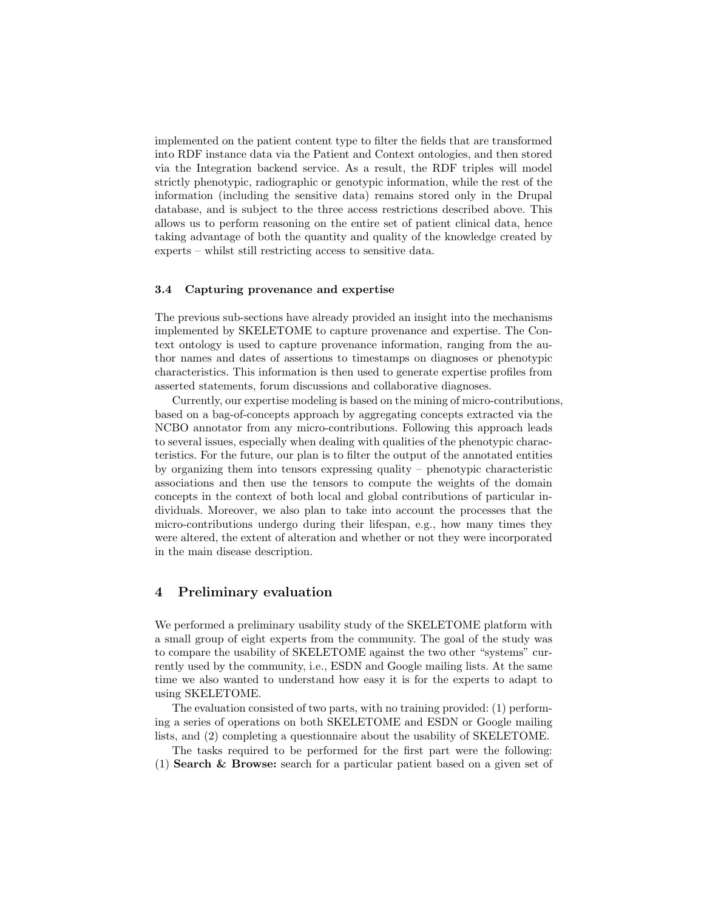implemented on the patient content type to filter the fields that are transformed into RDF instance data via the Patient and Context ontologies, and then stored via the Integration backend service. As a result, the RDF triples will model strictly phenotypic, radiographic or genotypic information, while the rest of the information (including the sensitive data) remains stored only in the Drupal database, and is subject to the three access restrictions described above. This allows us to perform reasoning on the entire set of patient clinical data, hence taking advantage of both the quantity and quality of the knowledge created by experts – whilst still restricting access to sensitive data.

### 3.4 Capturing provenance and expertise

The previous sub-sections have already provided an insight into the mechanisms implemented by SKELETOME to capture provenance and expertise. The Context ontology is used to capture provenance information, ranging from the author names and dates of assertions to timestamps on diagnoses or phenotypic characteristics. This information is then used to generate expertise profiles from asserted statements, forum discussions and collaborative diagnoses.

Currently, our expertise modeling is based on the mining of micro-contributions, based on a bag-of-concepts approach by aggregating concepts extracted via the NCBO annotator from any micro-contributions. Following this approach leads to several issues, especially when dealing with qualities of the phenotypic characteristics. For the future, our plan is to filter the output of the annotated entities by organizing them into tensors expressing quality – phenotypic characteristic associations and then use the tensors to compute the weights of the domain concepts in the context of both local and global contributions of particular individuals. Moreover, we also plan to take into account the processes that the micro-contributions undergo during their lifespan, e.g., how many times they were altered, the extent of alteration and whether or not they were incorporated in the main disease description.

## 4 Preliminary evaluation

We performed a preliminary usability study of the SKELETOME platform with a small group of eight experts from the community. The goal of the study was to compare the usability of SKELETOME against the two other "systems" currently used by the community, i.e., ESDN and Google mailing lists. At the same time we also wanted to understand how easy it is for the experts to adapt to using SKELETOME.

The evaluation consisted of two parts, with no training provided: (1) performing a series of operations on both SKELETOME and ESDN or Google mailing lists, and (2) completing a questionnaire about the usability of SKELETOME.

The tasks required to be performed for the first part were the following: (1) **Search & Browse:** search for a particular patient based on a given set of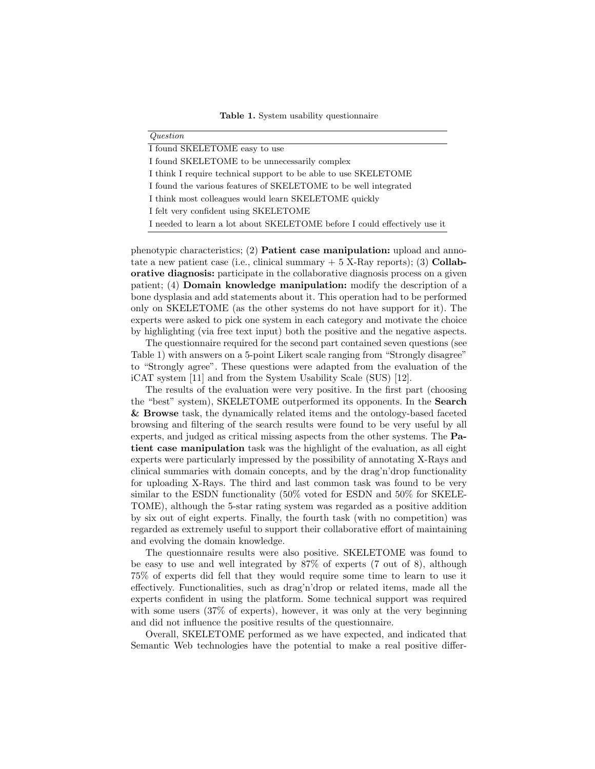**Table 1.** System usability questionnaire

| *Question* |
|---|
| I found SKELETOME easy to use |
| I found SKELETOME to be unnecessarily complex |
| I think I require technical support to be able to use SKELETOME |
| I found the various features of SKELETOME to be well integrated |
| I think most colleagues would learn SKELETOME quickly |
| I felt very confident using SKELETOME |
| I needed to learn a lot about SKELETOME before I could effectively use it |

phenotypic characteristics; (2) **Patient case manipulation:** upload and annotate a new patient case (i.e., clinical summary + 5 X-Ray reports); (3) **Collaborative diagnosis:** participate in the collaborative diagnosis process on a given patient; (4) **Domain knowledge manipulation:** modify the description of a bone dysplasia and add statements about it. This operation had to be performed only on SKELETOME (as the other systems do not have support for it). The experts were asked to pick one system in each category and motivate the choice by highlighting (via free text input) both the positive and the negative aspects.

The questionnaire required for the second part contained seven questions (see Table 1) with answers on a 5-point Likert scale ranging from "Strongly disagree" to "Strongly agree". These questions were adapted from the evaluation of the iCAT system [11] and from the System Usability Scale (SUS) [12].

The results of the evaluation were very positive. In the first part (choosing the "best" system), SKELETOME outperformed its opponents. In the **Search & Browse** task, the dynamically related items and the ontology-based faceted browsing and filtering of the search results were found to be very useful by all experts, and judged as critical missing aspects from the other systems. The **Patient case manipulation** task was the highlight of the evaluation, as all eight experts were particularly impressed by the possibility of annotating X-Rays and clinical summaries with domain concepts, and by the drag'n'drop functionality for uploading X-Rays. The third and last common task was found to be very similar to the ESDN functionality (50% voted for ESDN and 50% for SKELETOME), although the 5-star rating system was regarded as a positive addition by six out of eight experts. Finally, the fourth task (with no competition) was regarded as extremely useful to support their collaborative effort of maintaining and evolving the domain knowledge.

The questionnaire results were also positive. SKELETOME was found to be easy to use and well integrated by 87% of experts (7 out of 8), although 75% of experts did fell that they would require some time to learn to use it effectively. Functionalities, such as drag'n'drop or related items, made all the experts confident in using the platform. Some technical support was required with some users (37% of experts), however, it was only at the very beginning and did not influence the positive results of the questionnaire.

Overall, SKELETOME performed as we have expected, and indicated that Semantic Web technologies have the potential to make a real positive differ-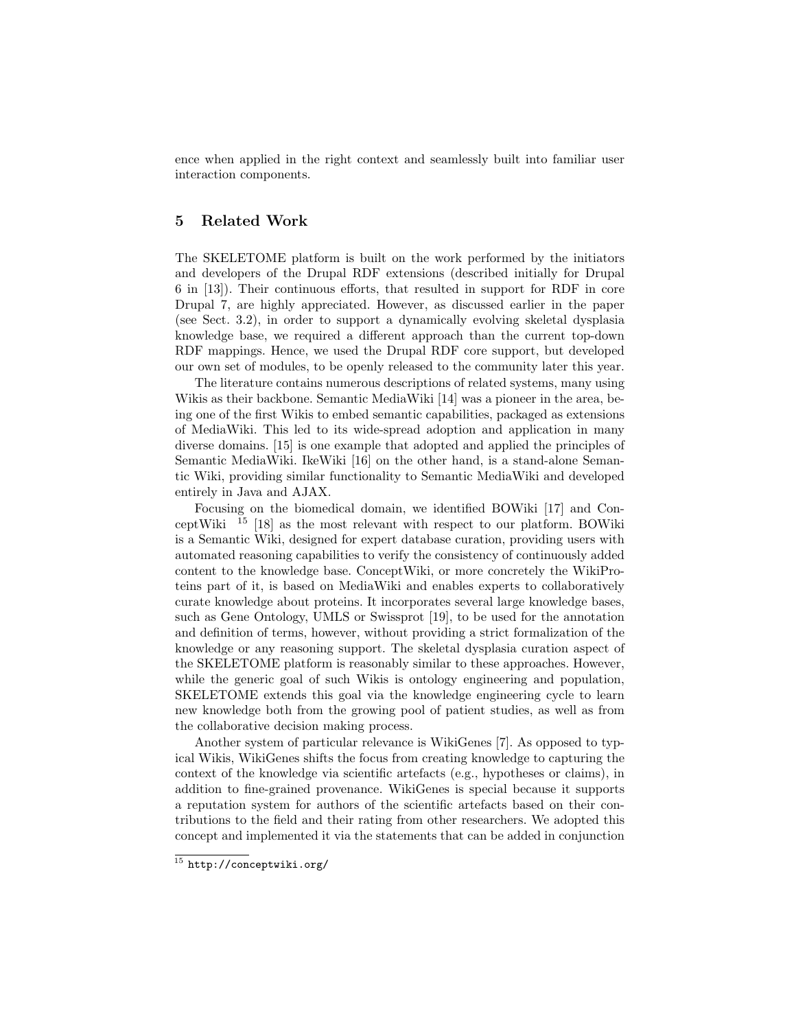ence when applied in the right context and seamlessly built into familiar user interaction components.

## 5 Related Work

The SKELETOME platform is built on the work performed by the initiators and developers of the Drupal RDF extensions (described initially for Drupal 6 in [13]). Their continuous efforts, that resulted in support for RDF in core Drupal 7, are highly appreciated. However, as discussed earlier in the paper (see Sect. 3.2), in order to support a dynamically evolving skeletal dysplasia knowledge base, we required a different approach than the current top-down RDF mappings. Hence, we used the Drupal RDF core support, but developed our own set of modules, to be openly released to the community later this year.

The literature contains numerous descriptions of related systems, many using Wikis as their backbone. Semantic MediaWiki [14] was a pioneer in the area, being one of the first Wikis to embed semantic capabilities, packaged as extensions of MediaWiki. This led to its wide-spread adoption and application in many diverse domains. [15] is one example that adopted and applied the principles of Semantic MediaWiki. IkeWiki [16] on the other hand, is a stand-alone Semantic Wiki, providing similar functionality to Semantic MediaWiki and developed entirely in Java and AJAX.

Focusing on the biomedical domain, we identified BOWiki [17] and ConceptWiki [15] [18] as the most relevant with respect to our platform. BOWiki is a Semantic Wiki, designed for expert database curation, providing users with automated reasoning capabilities to verify the consistency of continuously added content to the knowledge base. ConceptWiki, or more concretely the WikiProteins part of it, is based on MediaWiki and enables experts to collaboratively curate knowledge about proteins. It incorporates several large knowledge bases, such as Gene Ontology, UMLS or Swissprot [19], to be used for the annotation and definition of terms, however, without providing a strict formalization of the knowledge or any reasoning support. The skeletal dysplasia curation aspect of the SKELETOME platform is reasonably similar to these approaches. However, while the generic goal of such Wikis is ontology engineering and population, SKELETOME extends this goal via the knowledge engineering cycle to learn new knowledge both from the growing pool of patient studies, as well as from the collaborative decision making process.

Another system of particular relevance is WikiGenes [7]. As opposed to typical Wikis, WikiGenes shifts the focus from creating knowledge to capturing the context of the knowledge via scientific artefacts (e.g., hypotheses or claims), in addition to fine-grained provenance. WikiGenes is special because it supports a reputation system for authors of the scientific artefacts based on their contributions to the field and their rating from other researchers. We adopted this concept and implemented it via the statements that can be added in conjunction

[15] http://conceptwiki.org/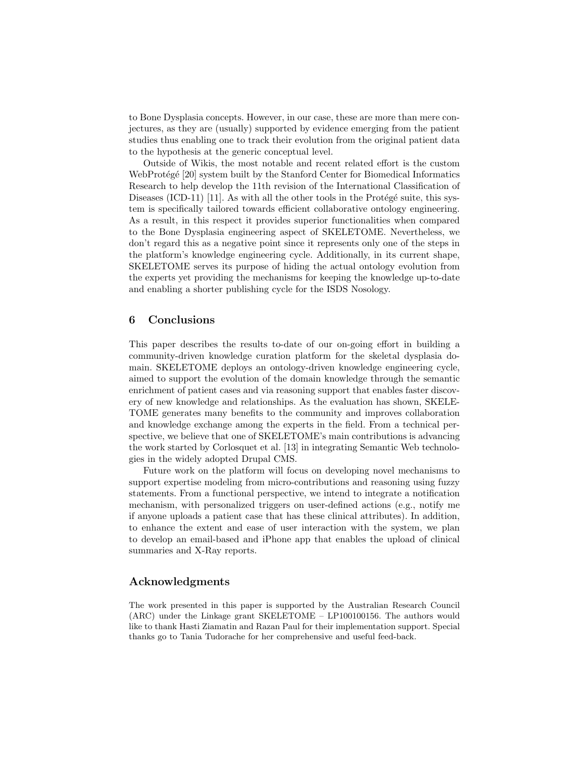to Bone Dysplasia concepts. However, in our case, these are more than mere conjectures, as they are (usually) supported by evidence emerging from the patient studies thus enabling one to track their evolution from the original patient data to the hypothesis at the generic conceptual level.

Outside of Wikis, the most notable and recent related effort is the custom WebProtégé [20] system built by the Stanford Center for Biomedical Informatics Research to help develop the 11th revision of the International Classification of Diseases (ICD-11) [11]. As with all the other tools in the Protégé suite, this system is specifically tailored towards efficient collaborative ontology engineering. As a result, in this respect it provides superior functionalities when compared to the Bone Dysplasia engineering aspect of SKELETOME. Nevertheless, we don't regard this as a negative point since it represents only one of the steps in the platform's knowledge engineering cycle. Additionally, in its current shape, SKELETOME serves its purpose of hiding the actual ontology evolution from the experts yet providing the mechanisms for keeping the knowledge up-to-date and enabling a shorter publishing cycle for the ISDS Nosology.

## 6 Conclusions

This paper describes the results to-date of our on-going effort in building a community-driven knowledge curation platform for the skeletal dysplasia domain. SKELETOME deploys an ontology-driven knowledge engineering cycle, aimed to support the evolution of the domain knowledge through the semantic enrichment of patient cases and via reasoning support that enables faster discovery of new knowledge and relationships. As the evaluation has shown, SKELETOME generates many benefits to the community and improves collaboration and knowledge exchange among the experts in the field. From a technical perspective, we believe that one of SKELETOME's main contributions is advancing the work started by Corlosquet et al. [13] in integrating Semantic Web technologies in the widely adopted Drupal CMS.

Future work on the platform will focus on developing novel mechanisms to support expertise modeling from micro-contributions and reasoning using fuzzy statements. From a functional perspective, we intend to integrate a notification mechanism, with personalized triggers on user-defined actions (e.g., notify me if anyone uploads a patient case that has these clinical attributes). In addition, to enhance the extent and ease of user interaction with the system, we plan to develop an email-based and iPhone app that enables the upload of clinical summaries and X-Ray reports.

## Acknowledgments

The work presented in this paper is supported by the Australian Research Council (ARC) under the Linkage grant SKELETOME – LP100100156. The authors would like to thank Hasti Ziamatin and Razan Paul for their implementation support. Special thanks go to Tania Tudorache for her comprehensive and useful feed-back.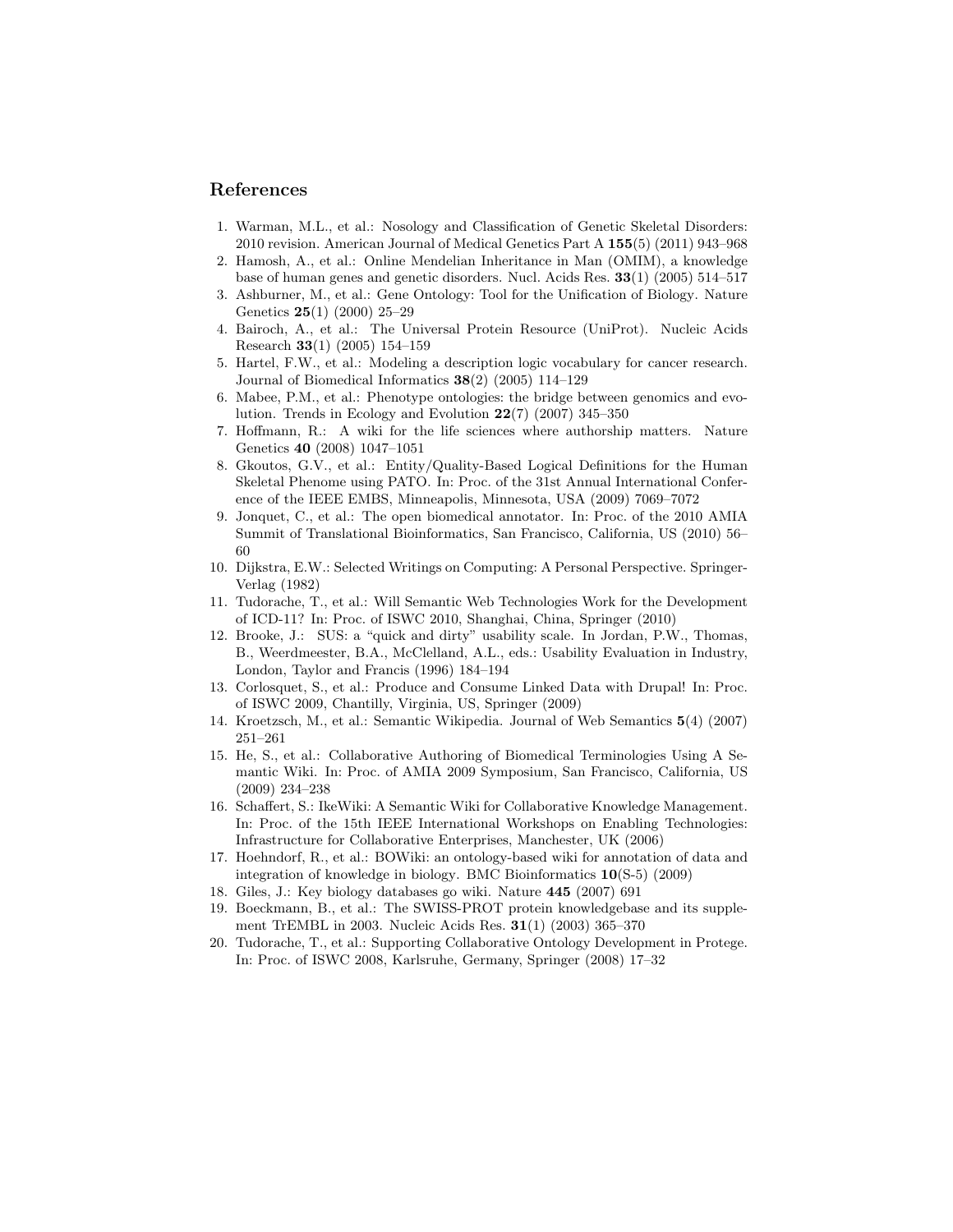## References

1. Warman, M.L., et al.: Nosology and Classification of Genetic Skeletal Disorders: 2010 revision. American Journal of Medical Genetics Part A **155**(5) (2011) 943–968
2. Hamosh, A., et al.: Online Mendelian Inheritance in Man (OMIM), a knowledge base of human genes and genetic disorders. Nucl. Acids Res. **33**(1) (2005) 514–517
3. Ashburner, M., et al.: Gene Ontology: Tool for the Unification of Biology. Nature Genetics **25**(1) (2000) 25–29
4. Bairoch, A., et al.: The Universal Protein Resource (UniProt). Nucleic Acids Research **33**(1) (2005) 154–159
5. Hartel, F.W., et al.: Modeling a description logic vocabulary for cancer research. Journal of Biomedical Informatics **38**(2) (2005) 114–129
6. Mabee, P.M., et al.: Phenotype ontologies: the bridge between genomics and evolution. Trends in Ecology and Evolution **22**(7) (2007) 345–350
7. Hoffmann, R.: A wiki for the life sciences where authorship matters. Nature Genetics **40** (2008) 1047–1051
8. Gkoutos, G.V., et al.: Entity/Quality-Based Logical Definitions for the Human Skeletal Phenome using PATO. In: Proc. of the 31st Annual International Conference of the IEEE EMBS, Minneapolis, Minnesota, USA (2009) 7069–7072
9. Jonquet, C., et al.: The open biomedical annotator. In: Proc. of the 2010 AMIA Summit of Translational Bioinformatics, San Francisco, California, US (2010) 56–60
10. Dijkstra, E.W.: Selected Writings on Computing: A Personal Perspective. Springer-Verlag (1982)
11. Tudorache, T., et al.: Will Semantic Web Technologies Work for the Development of ICD-11? In: Proc. of ISWC 2010, Shanghai, China, Springer (2010)
12. Brooke, J.: SUS: a "quick and dirty" usability scale. In Jordan, P.W., Thomas, B., Weerdmeester, B.A., McClelland, A.L., eds.: Usability Evaluation in Industry, London, Taylor and Francis (1996) 184–194
13. Corlosquet, S., et al.: Produce and Consume Linked Data with Drupal! In: Proc. of ISWC 2009, Chantilly, Virginia, US, Springer (2009)
14. Kroetzsch, M., et al.: Semantic Wikipedia. Journal of Web Semantics **5**(4) (2007) 251–261
15. He, S., et al.: Collaborative Authoring of Biomedical Terminologies Using A Semantic Wiki. In: Proc. of AMIA 2009 Symposium, San Francisco, California, US (2009) 234–238
16. Schaffert, S.: IkeWiki: A Semantic Wiki for Collaborative Knowledge Management. In: Proc. of the 15th IEEE International Workshops on Enabling Technologies: Infrastructure for Collaborative Enterprises, Manchester, UK (2006)
17. Hoehndorf, R., et al.: BOWiki: an ontology-based wiki for annotation of data and integration of knowledge in biology. BMC Bioinformatics **10**(S-5) (2009)
18. Giles, J.: Key biology databases go wiki. Nature **445** (2007) 691
19. Boeckmann, B., et al.: The SWISS-PROT protein knowledgebase and its supplement TrEMBL in 2003. Nucleic Acids Res. **31**(1) (2003) 365–370
20. Tudorache, T., et al.: Supporting Collaborative Ontology Development in Protege. In: Proc. of ISWC 2008, Karlsruhe, Germany, Springer (2008) 17–32